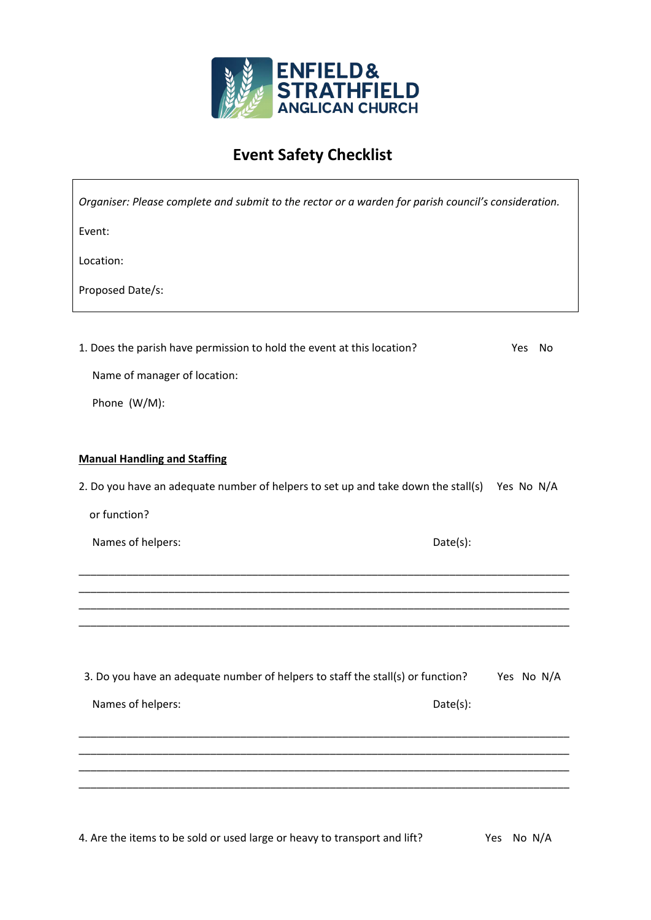ENFIELD & STRATHFIELD ANGLICAN CHURCH

# Event Safety Checklist

*Organiser: Please complete and submit to the rector or a warden for parish council's consideration.*

Event:

Location:

Proposed Date/s:

1. Does the parish have permission to hold the event at this location? Yes No

   Name of manager of location:

   Phone (W/M):

**Manual Handling and Staffing**

2. Do you have an adequate number of helpers to set up and take down the stall(s) or function? Yes No N/A

   Names of helpers: Date(s):

________________________________________________________________________________
________________________________________________________________________________
________________________________________________________________________________
________________________________________________________________________________

3. Do you have an adequate number of helpers to staff the stall(s) or function? Yes No N/A

   Names of helpers: Date(s):

________________________________________________________________________________
________________________________________________________________________________
________________________________________________________________________________
________________________________________________________________________________

4. Are the items to be sold or used large or heavy to transport and lift? Yes No N/A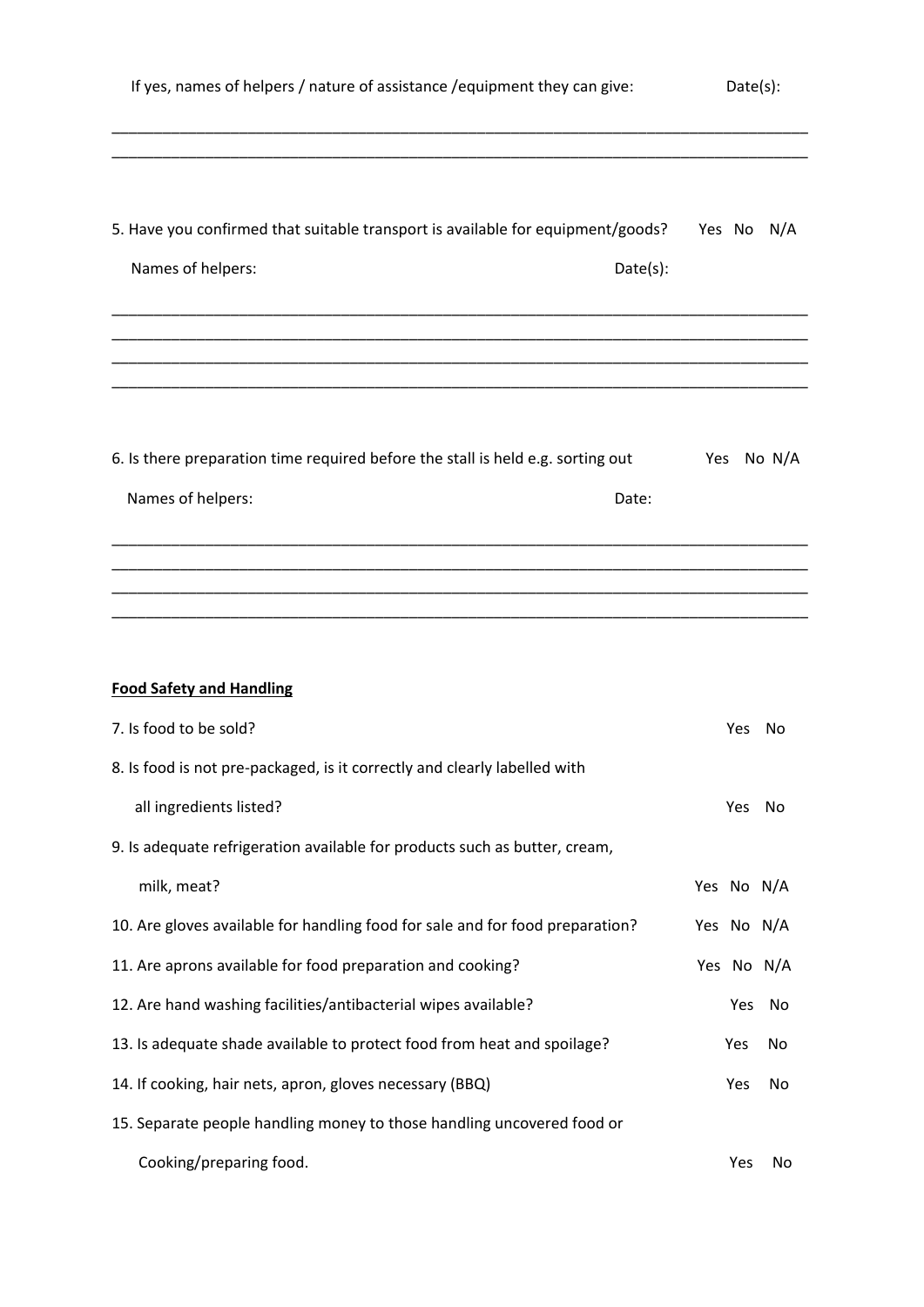If yes, names of helpers / nature of assistance /equipment they can give: Date(s):

_______________________________________________________________________________

_______________________________________________________________________________

5. Have you confirmed that suitable transport is available for equipment/goods? Yes No N/A

Names of helpers: Date(s):

_______________________________________________________________________________

_______________________________________________________________________________

_______________________________________________________________________________

_______________________________________________________________________________

6. Is there preparation time required before the stall is held e.g. sorting out Yes No N/A

Names of helpers: Date:

_______________________________________________________________________________

_______________________________________________________________________________

_______________________________________________________________________________

_______________________________________________________________________________

**Food Safety and Handling**

7. Is food to be sold? Yes No

8. Is food is not pre-packaged, is it correctly and clearly labelled with all ingredients listed? Yes No

9. Is adequate refrigeration available for products such as butter, cream, milk, meat? Yes No N/A

10. Are gloves available for handling food for sale and for food preparation? Yes No N/A

11. Are aprons available for food preparation and cooking? Yes No N/A

12. Are hand washing facilities/antibacterial wipes available? Yes No

13. Is adequate shade available to protect food from heat and spoilage? Yes No

14. If cooking, hair nets, apron, gloves necessary (BBQ) Yes No

15. Separate people handling money to those handling uncovered food or Cooking/preparing food. Yes No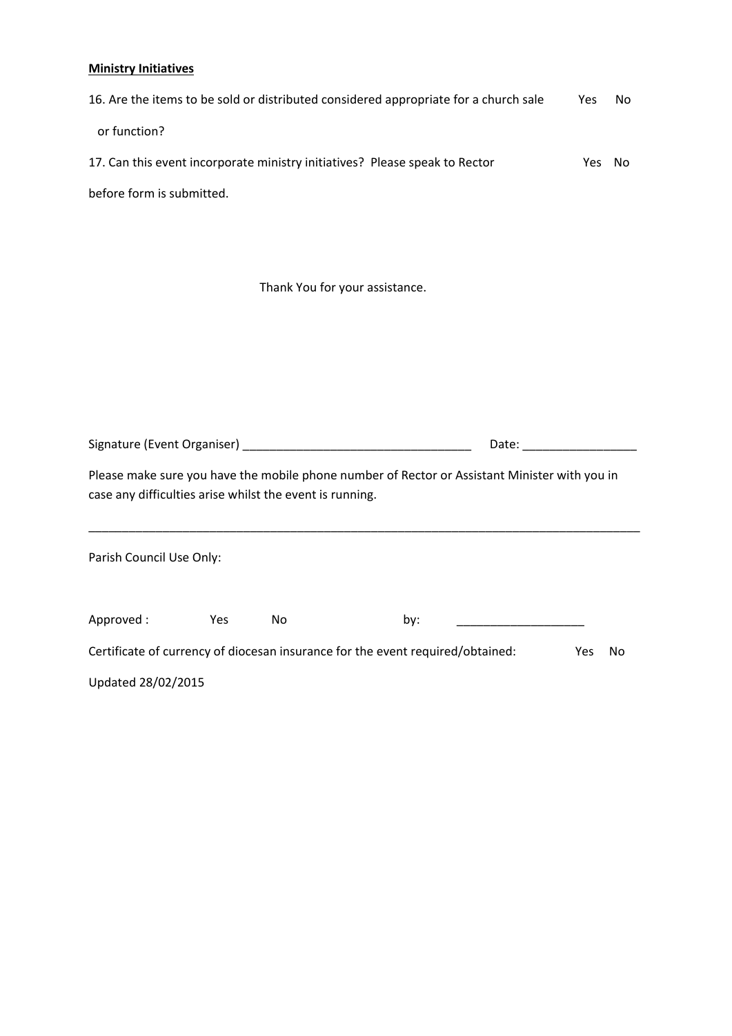**Ministry Initiatives**

16. Are the items to be sold or distributed considered appropriate for a church sale or function? Yes No

17. Can this event incorporate ministry initiatives? Please speak to Rector before form is submitted. Yes No

Thank You for your assistance.

Signature (Event Organiser) __________________________________ Date: _________________

Please make sure you have the mobile phone number of Rector or Assistant Minister with you in case any difficulties arise whilst the event is running.

---

Parish Council Use Only:

Approved : Yes No by: ___________________

Certificate of currency of diocesan insurance for the event required/obtained: Yes No

Updated 28/02/2015